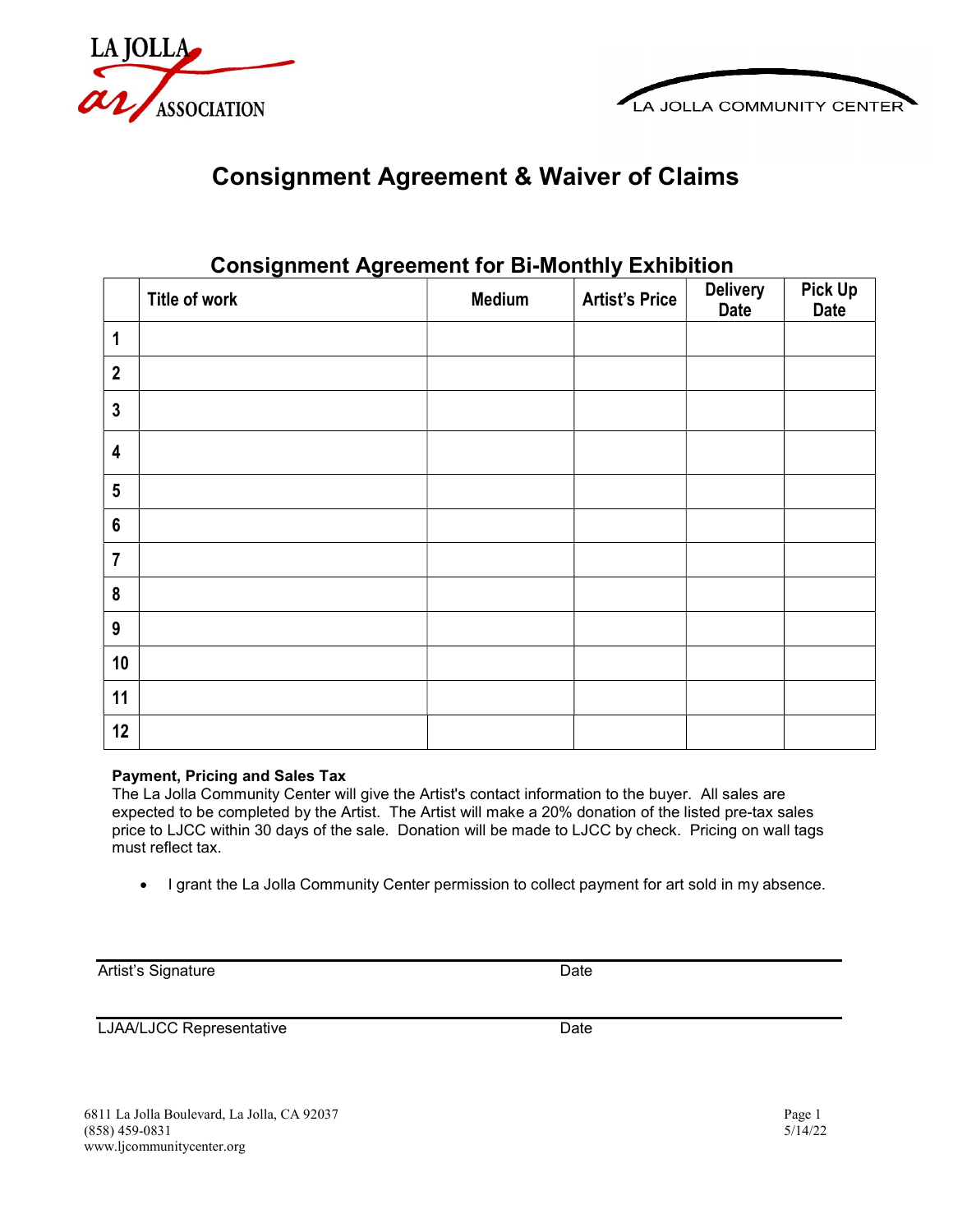LA JOLLA art ASSOCIATION

LA JOLLA COMMUNITY CENTER

# Consignment Agreement & Waiver of Claims

## Consignment Agreement for Bi-Monthly Exhibition

| | Title of work | Medium | Artist's Price | Delivery Date | Pick Up Date |
|---|---|---|---|---|---|
| 1 | | | | | |
| 2 | | | | | |
| 3 | | | | | |
| 4 | | | | | |
| 5 | | | | | |
| 6 | | | | | |
| 7 | | | | | |
| 8 | | | | | |
| 9 | | | | | |
| 10 | | | | | |
| 11 | | | | | |
| 12 | | | | | |

**Payment, Pricing and Sales Tax**
The La Jolla Community Center will give the Artist's contact information to the buyer. All sales are expected to be completed by the Artist. The Artist will make a 20% donation of the listed pre-tax sales price to LJCC within 30 days of the sale. Donation will be made to LJCC by check. Pricing on wall tags must reflect tax.

- I grant the La Jolla Community Center permission to collect payment for art sold in my absence.

Artist's Signature Date

LJAA/LJCC Representative Date

6811 La Jolla Boulevard, La Jolla, CA 92037
(858) 459-0831
www.ljcommunitycenter.org

5/14/22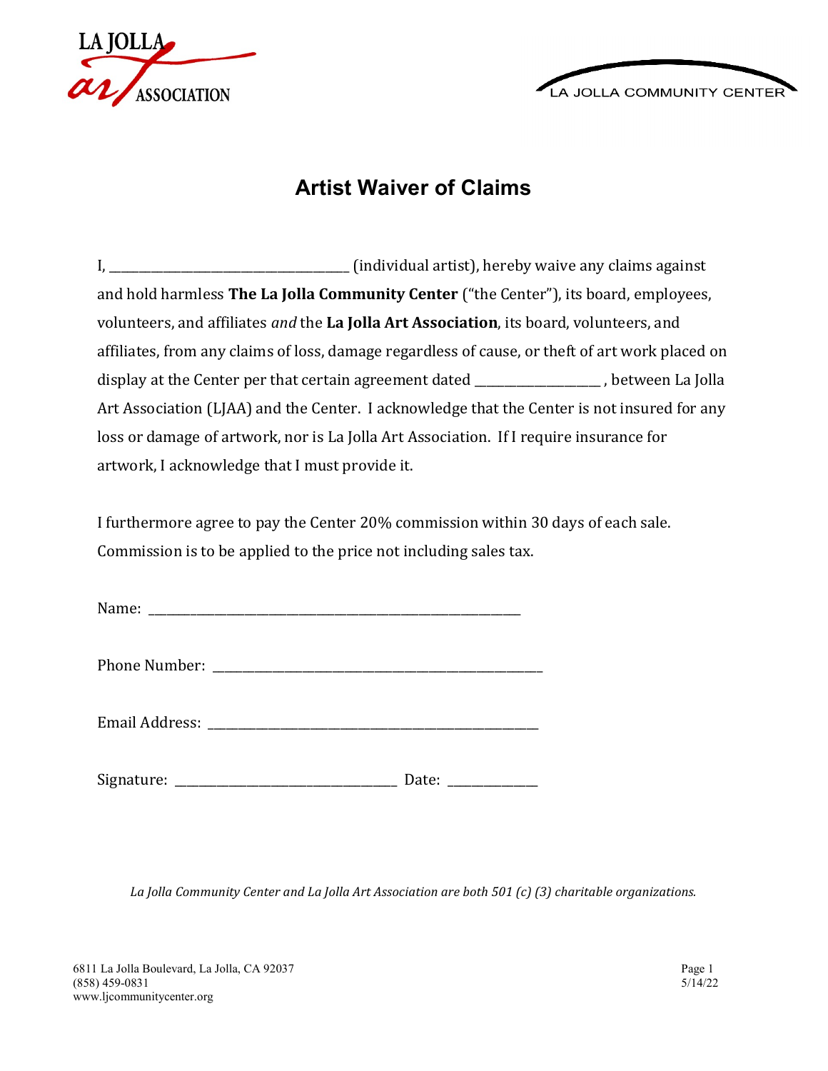LA JOLLA art ASSOCIATION

LA JOLLA COMMUNITY CENTER

# Artist Waiver of Claims

I, ______________________________________ (individual artist), hereby waive any claims against and hold harmless **The La Jolla Community Center** ("the Center"), its board, employees, volunteers, and affiliates *and* the **La Jolla Art Association**, its board, volunteers, and affiliates, from any claims of loss, damage regardless of cause, or theft of art work placed on display at the Center per that certain agreement dated ____________________ , between La Jolla Art Association (LJAA) and the Center. I acknowledge that the Center is not insured for any loss or damage of artwork, nor is La Jolla Art Association. If I require insurance for artwork, I acknowledge that I must provide it.

I furthermore agree to pay the Center 20% commission within 30 days of each sale. Commission is to be applied to the price not including sales tax.

Name: ____________________________________________________________

Phone Number: ______________________________________________________

Email Address: ______________________________________________________

Signature: ____________________________________ Date: ______________

*La Jolla Community Center and La Jolla Art Association are both 501 (c) (3) charitable organizations.*

6811 La Jolla Boulevard, La Jolla, CA 92037
(858) 459-0831
www.ljcommunitycenter.org

5/14/22